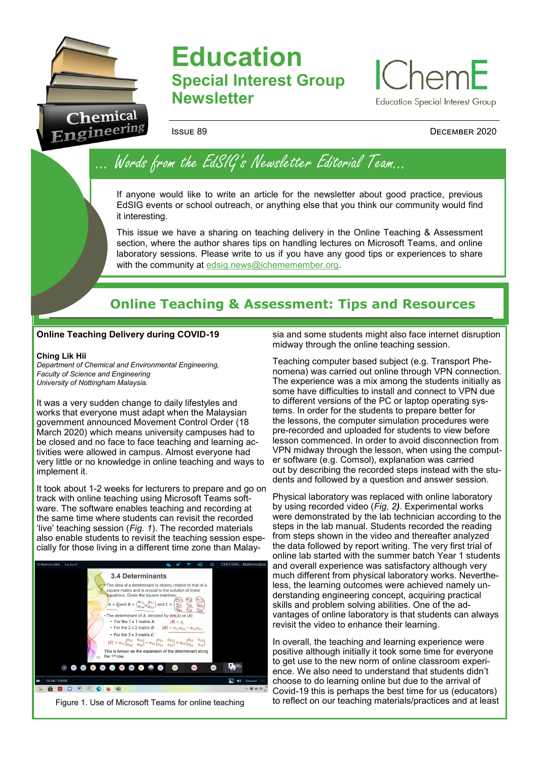# Education

## Special Interest Group Newsletter

Issue 89

December 2020

## ... Words from the EdSIG's Newsletter Editorial Team...

If anyone would like to write an article for the newsletter about good practice, previous EdSIG events or school outreach, or anything else that you think our community would find it interesting.

This issue we have a sharing on teaching delivery in the Online Teaching & Assessment section, where the author shares tips on handling lectures on Microsoft Teams, and online laboratory sessions. Please write to us if you have any good tips or experiences to share with the community at edsig.news@ichememember.org.

## Online Teaching & Assessment: Tips and Resources

### Online Teaching Delivery during COVID-19

**Ching Lik Hii**

*Department of Chemical and Environmental Engineering, Faculty of Science and Engineering University of Nottingham Malaysia.*

It was a very sudden change to daily lifestyles and works that everyone must adapt when the Malaysian government announced Movement Control Order (18 March 2020) which means university campuses had to be closed and no face to face teaching and learning activities were allowed in campus. Almost everyone had very little or no knowledge in online teaching and ways to implement it.

It took about 1-2 weeks for lecturers to prepare and go on track with online teaching using Microsoft Teams software. The software enables teaching and recording at the same time where students can revisit the recorded 'live' teaching session (*Fig. 1*). The recorded materials also enable students to revisit the teaching session especially for those living in a different time zone than Malaysia and some students might also face internet disruption midway through the online teaching session.

Figure 1. Use of Microsoft Teams for online teaching

Teaching computer based subject (e.g. Transport Phenomena) was carried out online through VPN connection. The experience was a mix among the students initially as some have difficulties to install and connect to VPN due to different versions of the PC or laptop operating systems. In order for the students to prepare better for the lessons, the computer simulation procedures were pre-recorded and uploaded for students to view before lesson commenced. In order to avoid disconnection from VPN midway through the lesson, when using the computer software (e.g. Comsol), explanation was carried out by describing the recorded steps instead with the students and followed by a question and answer session.

Physical laboratory was replaced with online laboratory by using recorded video (*Fig, 2)*. Experimental works were demonstrated by the lab technician according to the steps in the lab manual. Students recorded the reading from steps shown in the video and thereafter analyzed the data followed by report writing. The very first trial of online lab started with the summer batch Year 1 students and overall experience was satisfactory although very much different from physical laboratory works. Nevertheless, the learning outcomes were achieved namely understanding engineering concept, acquiring practical skills and problem solving abilities. One of the advantages of online laboratory is that students can always revisit the video to enhance their learning.

In overall, the teaching and learning experience were positive although initially it took some time for everyone to get use to the new norm of online classroom experience. We also need to understand that students didn't choose to do learning online but due to the arrival of Covid-19 this is perhaps the best time for us (educators) to reflect on our teaching materials/practices and at least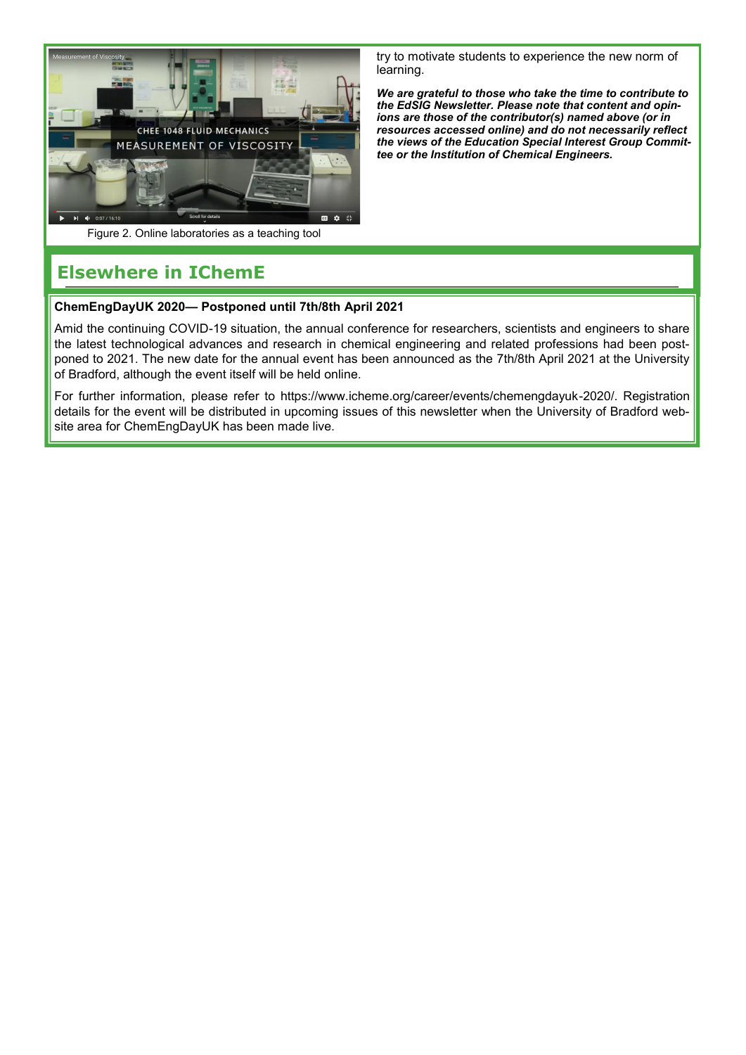Figure 2. Online laboratories as a teaching tool

try to motivate students to experience the new norm of learning.

***We are grateful to those who take the time to contribute to the EdSIG Newsletter. Please note that content and opinions are those of the contributor(s) named above (or in resources accessed online) and do not necessarily reflect the views of the Education Special Interest Group Committee or the Institution of Chemical Engineers.***

## Elsewhere in IChemE

**ChemEngDayUK 2020— Postponed until 7th/8th April 2021**

Amid the continuing COVID-19 situation, the annual conference for researchers, scientists and engineers to share the latest technological advances and research in chemical engineering and related professions had been postponed to 2021. The new date for the annual event has been announced as the 7th/8th April 2021 at the University of Bradford, although the event itself will be held online.

For further information, please refer to https://www.icheme.org/career/events/chemengdayuk-2020/. Registration details for the event will be distributed in upcoming issues of this newsletter when the University of Bradford website area for ChemEngDayUK has been made live.